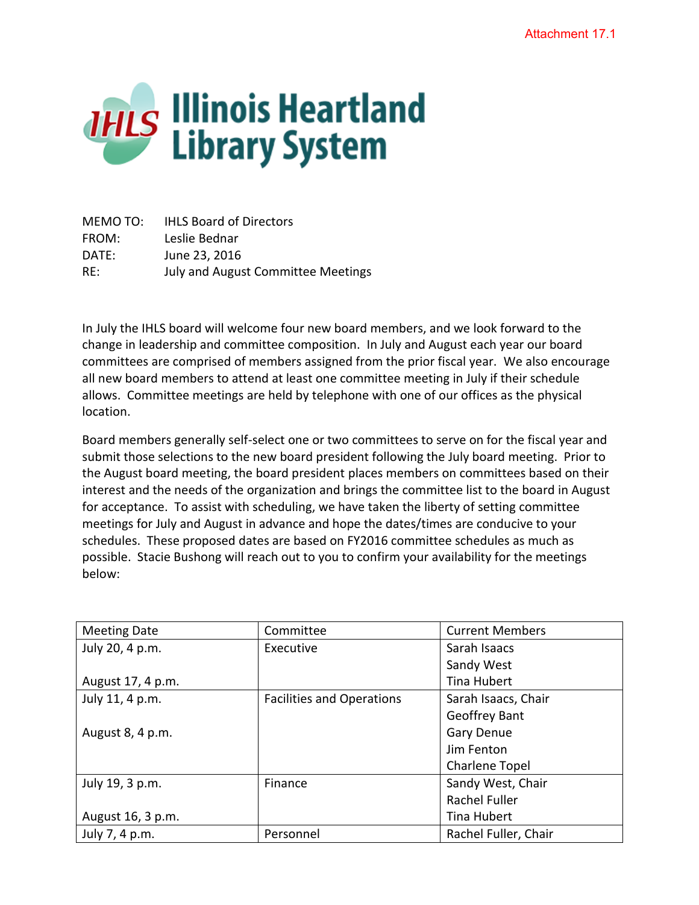Attachment 17.1

# Illinois Heartland Library System

MEMO TO: IHLS Board of Directors
FROM: Leslie Bednar
DATE: June 23, 2016
RE: July and August Committee Meetings

In July the IHLS board will welcome four new board members, and we look forward to the change in leadership and committee composition. In July and August each year our board committees are comprised of members assigned from the prior fiscal year. We also encourage all new board members to attend at least one committee meeting in July if their schedule allows. Committee meetings are held by telephone with one of our offices as the physical location.

Board members generally self-select one or two committees to serve on for the fiscal year and submit those selections to the new board president following the July board meeting. Prior to the August board meeting, the board president places members on committees based on their interest and the needs of the organization and brings the committee list to the board in August for acceptance. To assist with scheduling, we have taken the liberty of setting committee meetings for July and August in advance and hope the dates/times are conducive to your schedules. These proposed dates are based on FY2016 committee schedules as much as possible. Stacie Bushong will reach out to you to confirm your availability for the meetings below:

| Meeting Date | Committee | Current Members |
|---|---|---|
| July 20, 4 p.m.<br><br>August 17, 4 p.m. | Executive | Sarah Isaacs<br>Sandy West<br>Tina Hubert |
| July 11, 4 p.m.<br><br>August 8, 4 p.m. | Facilities and Operations | Sarah Isaacs, Chair<br>Geoffrey Bant<br>Gary Denue<br>Jim Fenton<br>Charlene Topel |
| July 19, 3 p.m.<br><br>August 16, 3 p.m. | Finance | Sandy West, Chair<br>Rachel Fuller<br>Tina Hubert |
| July 7, 4 p.m. | Personnel | Rachel Fuller, Chair |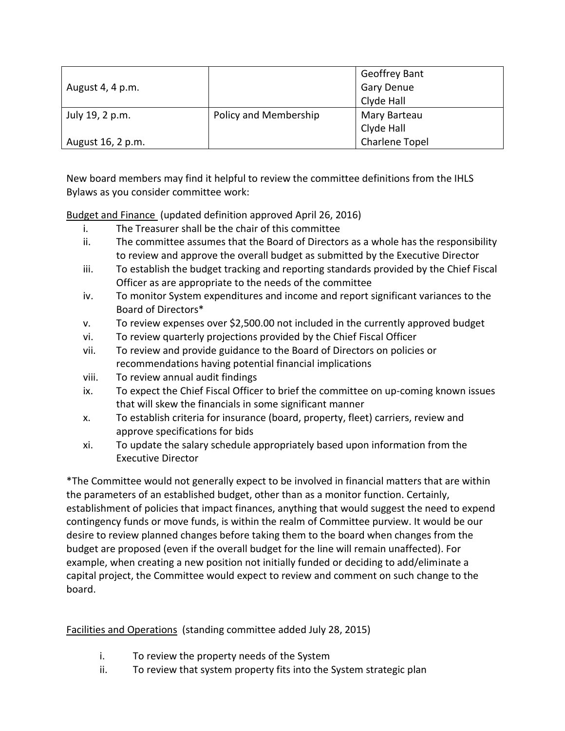| | | |
|---|---|---|
| August 4, 4 p.m. | | Geoffrey Bant<br>Gary Denue<br>Clyde Hall |
| July 19, 2 p.m.<br><br>August 16, 2 p.m. | Policy and Membership | Mary Barteau<br>Clyde Hall<br>Charlene Topel |

New board members may find it helpful to review the committee definitions from the IHLS Bylaws as you consider committee work:

Budget and Finance (updated definition approved April 26, 2016)

i. The Treasurer shall be the chair of this committee
ii. The committee assumes that the Board of Directors as a whole has the responsibility to review and approve the overall budget as submitted by the Executive Director
iii. To establish the budget tracking and reporting standards provided by the Chief Fiscal Officer as are appropriate to the needs of the committee
iv. To monitor System expenditures and income and report significant variances to the Board of Directors*
v. To review expenses over $2,500.00 not included in the currently approved budget
vi. To review quarterly projections provided by the Chief Fiscal Officer
vii. To review and provide guidance to the Board of Directors on policies or recommendations having potential financial implications
viii. To review annual audit findings
ix. To expect the Chief Fiscal Officer to brief the committee on up-coming known issues that will skew the financials in some significant manner
x. To establish criteria for insurance (board, property, fleet) carriers, review and approve specifications for bids
xi. To update the salary schedule appropriately based upon information from the Executive Director

*The Committee would not generally expect to be involved in financial matters that are within the parameters of an established budget, other than as a monitor function. Certainly, establishment of policies that impact finances, anything that would suggest the need to expend contingency funds or move funds, is within the realm of Committee purview. It would be our desire to review planned changes before taking them to the board when changes from the budget are proposed (even if the overall budget for the line will remain unaffected). For example, when creating a new position not initially funded or deciding to add/eliminate a capital project, the Committee would expect to review and comment on such change to the board.

Facilities and Operations (standing committee added July 28, 2015)

i. To review the property needs of the System
ii. To review that system property fits into the System strategic plan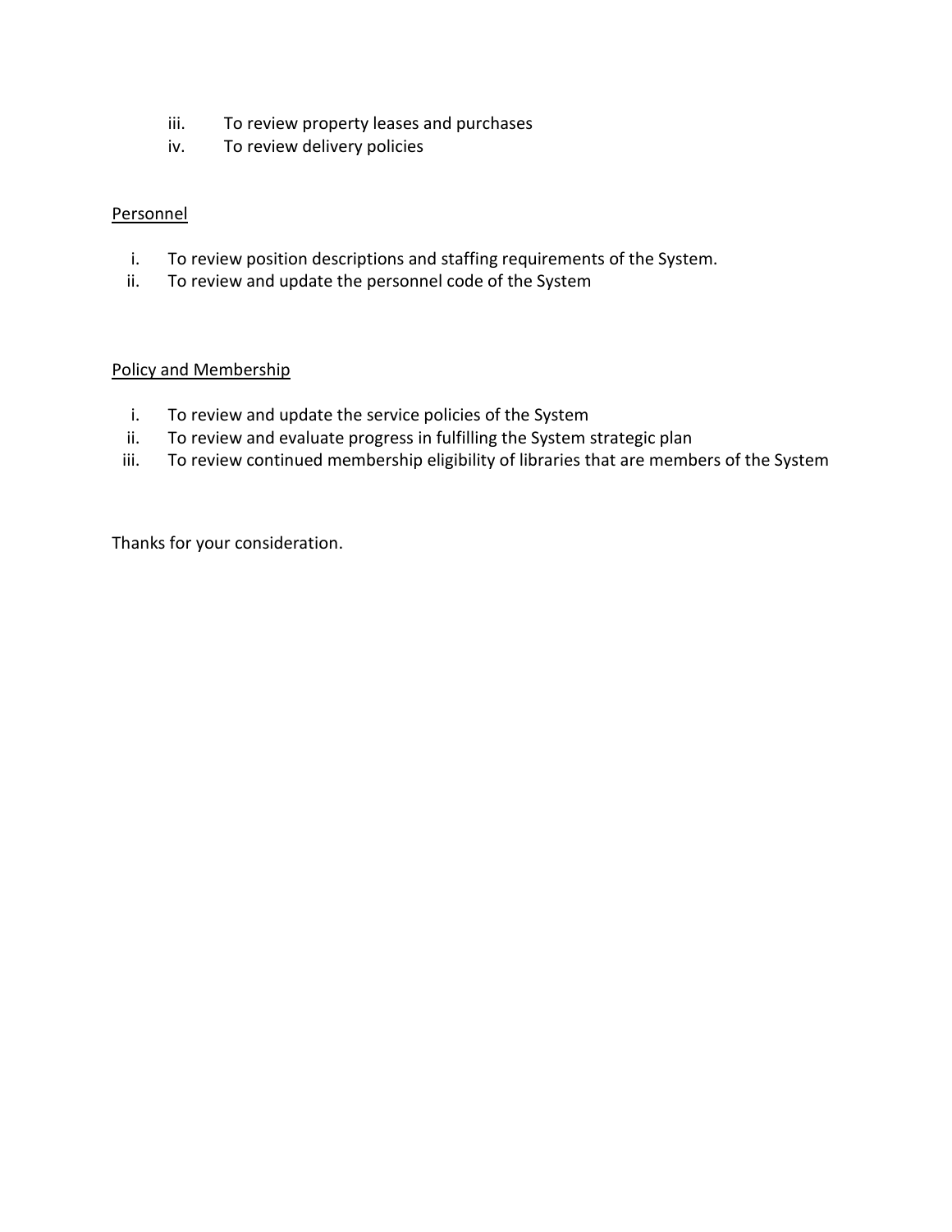iii. To review property leases and purchases
iv. To review delivery policies

<u>Personnel</u>

i. To review position descriptions and staffing requirements of the System.
ii. To review and update the personnel code of the System

<u>Policy and Membership</u>

i. To review and update the service policies of the System
ii. To review and evaluate progress in fulfilling the System strategic plan
iii. To review continued membership eligibility of libraries that are members of the System

Thanks for your consideration.